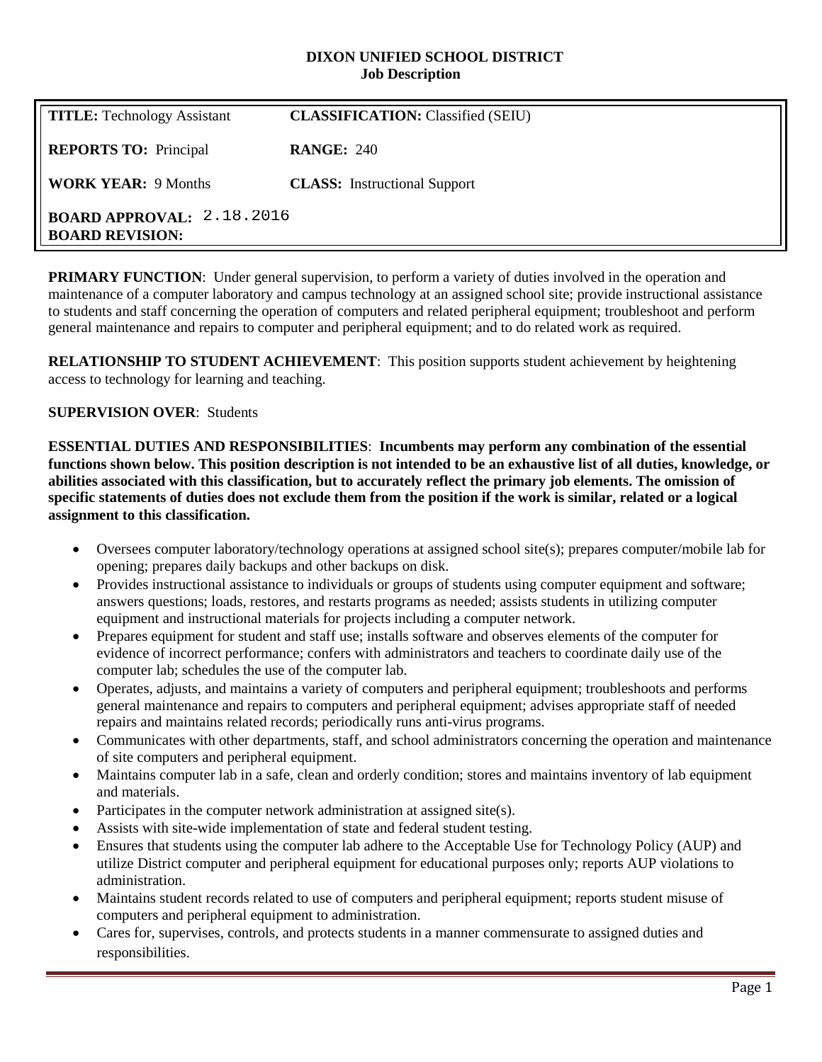**DIXON UNIFIED SCHOOL DISTRICT**
**Job Description**

| | |
|---|---|
| **TITLE:** Technology Assistant | **CLASSIFICATION:** Classified (SEIU) |
| **REPORTS TO:** Principal | **RANGE:** 240 |
| **WORK YEAR:** 9 Months | **CLASS:** Instructional Support |
| **BOARD APPROVAL:** 2.18.2016 | |
| **BOARD REVISION:** | |

**PRIMARY FUNCTION**: Under general supervision, to perform a variety of duties involved in the operation and maintenance of a computer laboratory and campus technology at an assigned school site; provide instructional assistance to students and staff concerning the operation of computers and related peripheral equipment; troubleshoot and perform general maintenance and repairs to computer and peripheral equipment; and to do related work as required.

**RELATIONSHIP TO STUDENT ACHIEVEMENT**: This position supports student achievement by heightening access to technology for learning and teaching.

**SUPERVISION OVER**: Students

**ESSENTIAL DUTIES AND RESPONSIBILITIES**: **Incumbents may perform any combination of the essential functions shown below. This position description is not intended to be an exhaustive list of all duties, knowledge, or abilities associated with this classification, but to accurately reflect the primary job elements. The omission of specific statements of duties does not exclude them from the position if the work is similar, related or a logical assignment to this classification.**

- Oversees computer laboratory/technology operations at assigned school site(s); prepares computer/mobile lab for opening; prepares daily backups and other backups on disk.
- Provides instructional assistance to individuals or groups of students using computer equipment and software; answers questions; loads, restores, and restarts programs as needed; assists students in utilizing computer equipment and instructional materials for projects including a computer network.
- Prepares equipment for student and staff use; installs software and observes elements of the computer for evidence of incorrect performance; confers with administrators and teachers to coordinate daily use of the computer lab; schedules the use of the computer lab.
- Operates, adjusts, and maintains a variety of computers and peripheral equipment; troubleshoots and performs general maintenance and repairs to computers and peripheral equipment; advises appropriate staff of needed repairs and maintains related records; periodically runs anti-virus programs.
- Communicates with other departments, staff, and school administrators concerning the operation and maintenance of site computers and peripheral equipment.
- Maintains computer lab in a safe, clean and orderly condition; stores and maintains inventory of lab equipment and materials.
- Participates in the computer network administration at assigned site(s).
- Assists with site-wide implementation of state and federal student testing.
- Ensures that students using the computer lab adhere to the Acceptable Use for Technology Policy (AUP) and utilize District computer and peripheral equipment for educational purposes only; reports AUP violations to administration.
- Maintains student records related to use of computers and peripheral equipment; reports student misuse of computers and peripheral equipment to administration.
- Cares for, supervises, controls, and protects students in a manner commensurate to assigned duties and responsibilities.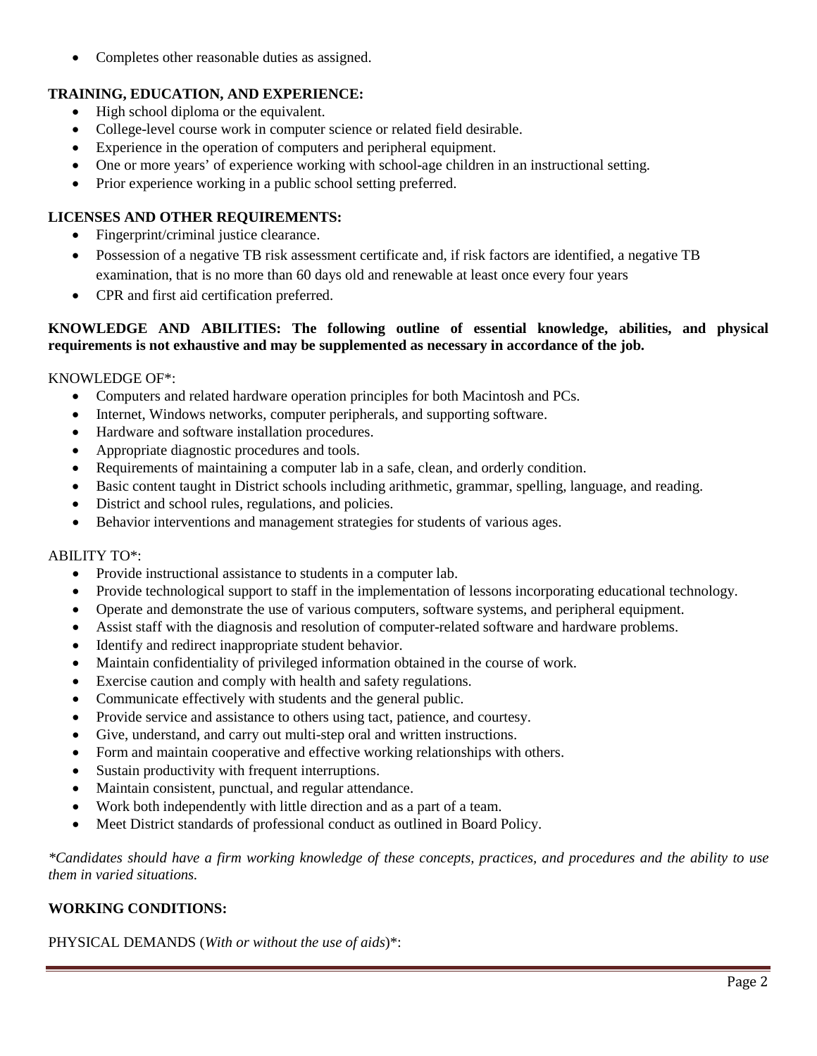- Completes other reasonable duties as assigned.

**TRAINING, EDUCATION, AND EXPERIENCE:**

- High school diploma or the equivalent.
- College-level course work in computer science or related field desirable.
- Experience in the operation of computers and peripheral equipment.
- One or more years' of experience working with school-age children in an instructional setting.
- Prior experience working in a public school setting preferred.

**LICENSES AND OTHER REQUIREMENTS:**

- Fingerprint/criminal justice clearance.
- Possession of a negative TB risk assessment certificate and, if risk factors are identified, a negative TB examination, that is no more than 60 days old and renewable at least once every four years
- CPR and first aid certification preferred.

**KNOWLEDGE AND ABILITIES: The following outline of essential knowledge, abilities, and physical requirements is not exhaustive and may be supplemented as necessary in accordance of the job.**

KNOWLEDGE OF*:

- Computers and related hardware operation principles for both Macintosh and PCs.
- Internet, Windows networks, computer peripherals, and supporting software.
- Hardware and software installation procedures.
- Appropriate diagnostic procedures and tools.
- Requirements of maintaining a computer lab in a safe, clean, and orderly condition.
- Basic content taught in District schools including arithmetic, grammar, spelling, language, and reading.
- District and school rules, regulations, and policies.
- Behavior interventions and management strategies for students of various ages.

ABILITY TO*:

- Provide instructional assistance to students in a computer lab.
- Provide technological support to staff in the implementation of lessons incorporating educational technology.
- Operate and demonstrate the use of various computers, software systems, and peripheral equipment.
- Assist staff with the diagnosis and resolution of computer-related software and hardware problems.
- Identify and redirect inappropriate student behavior.
- Maintain confidentiality of privileged information obtained in the course of work.
- Exercise caution and comply with health and safety regulations.
- Communicate effectively with students and the general public.
- Provide service and assistance to others using tact, patience, and courtesy.
- Give, understand, and carry out multi-step oral and written instructions.
- Form and maintain cooperative and effective working relationships with others.
- Sustain productivity with frequent interruptions.
- Maintain consistent, punctual, and regular attendance.
- Work both independently with little direction and as a part of a team.
- Meet District standards of professional conduct as outlined in Board Policy.

**Candidates should have a firm working knowledge of these concepts, practices, and procedures and the ability to use them in varied situations.*

**WORKING CONDITIONS:**

PHYSICAL DEMANDS (*With or without the use of aids*)*: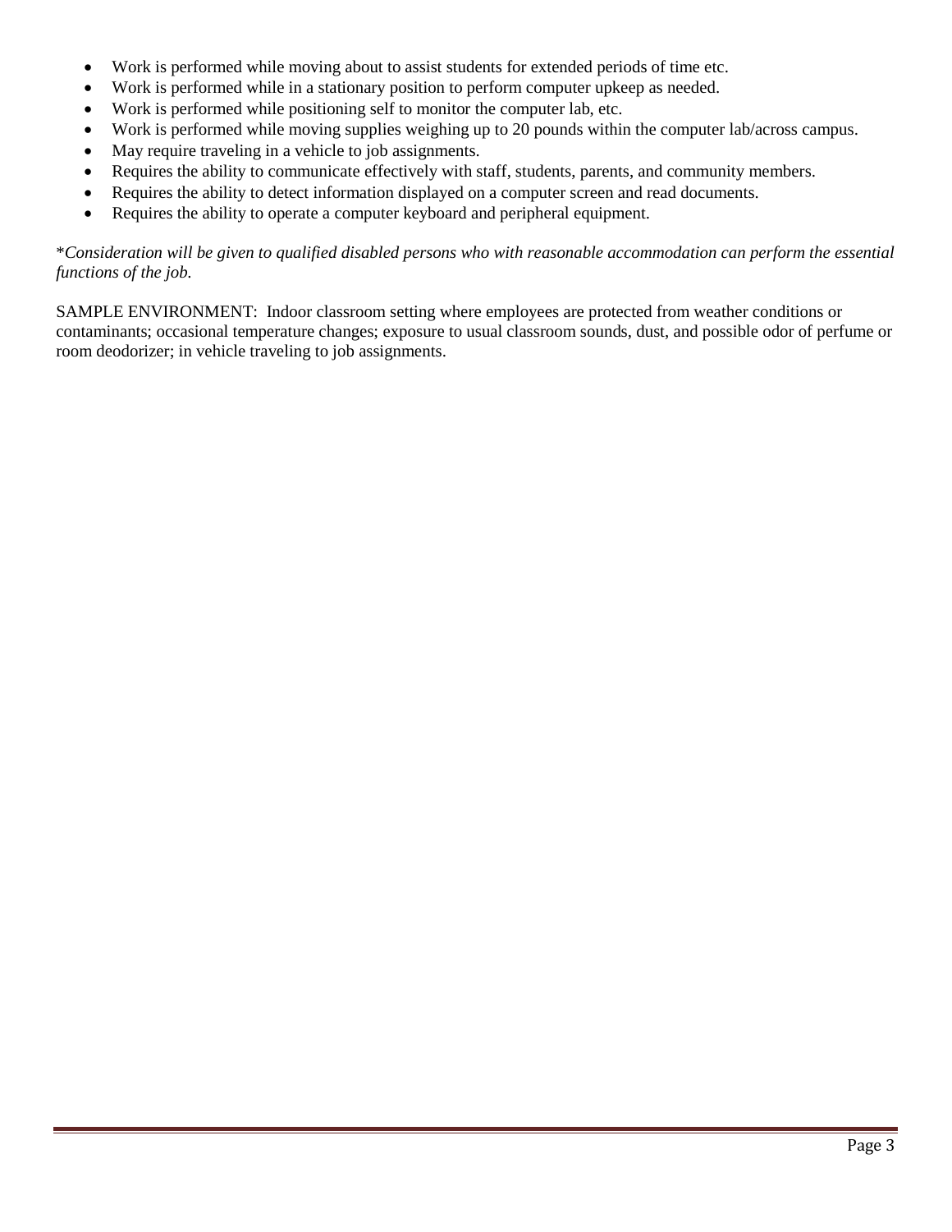- Work is performed while moving about to assist students for extended periods of time etc.
- Work is performed while in a stationary position to perform computer upkeep as needed.
- Work is performed while positioning self to monitor the computer lab, etc.
- Work is performed while moving supplies weighing up to 20 pounds within the computer lab/across campus.
- May require traveling in a vehicle to job assignments.
- Requires the ability to communicate effectively with staff, students, parents, and community members.
- Requires the ability to detect information displayed on a computer screen and read documents.
- Requires the ability to operate a computer keyboard and peripheral equipment.

*\*Consideration will be given to qualified disabled persons who with reasonable accommodation can perform the essential functions of the job.*

SAMPLE ENVIRONMENT: Indoor classroom setting where employees are protected from weather conditions or contaminants; occasional temperature changes; exposure to usual classroom sounds, dust, and possible odor of perfume or room deodorizer; in vehicle traveling to job assignments.